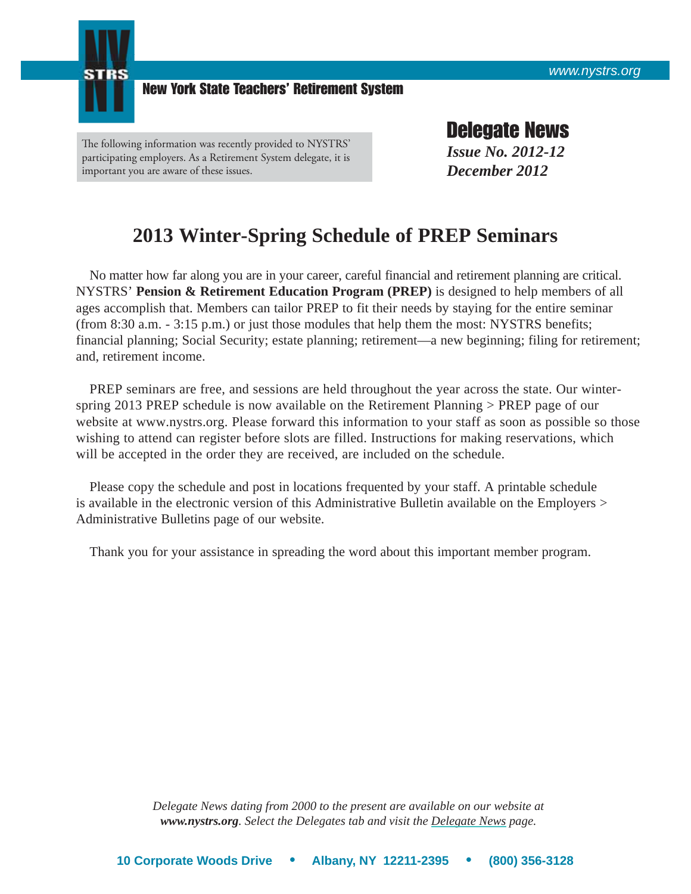www.nystrs.org

**New York State Teachers' Retirement System**

The following information was recently provided to NYSTRS' participating employers. As a Retirement System delegate, it is important you are aware of these issues.

# Delegate News

***Issue No. 2012-12***
***December 2012***

## 2013 Winter-Spring Schedule of PREP Seminars

No matter how far along you are in your career, careful financial and retirement planning are critical. NYSTRS' **Pension & Retirement Education Program (PREP)** is designed to help members of all ages accomplish that. Members can tailor PREP to fit their needs by staying for the entire seminar (from 8:30 a.m. - 3:15 p.m.) or just those modules that help them the most: NYSTRS benefits; financial planning; Social Security; estate planning; retirement—a new beginning; filing for retirement; and, retirement income.

PREP seminars are free, and sessions are held throughout the year across the state. Our winter-spring 2013 PREP schedule is now available on the Retirement Planning > PREP page of our website at www.nystrs.org. Please forward this information to your staff as soon as possible so those wishing to attend can register before slots are filled. Instructions for making reservations, which will be accepted in the order they are received, are included on the schedule.

Please copy the schedule and post in locations frequented by your staff. A printable schedule is available in the electronic version of this Administrative Bulletin available on the Employers > Administrative Bulletins page of our website.

Thank you for your assistance in spreading the word about this important member program.

*Delegate News dating from 2000 to the present are available on our website at **www.nystrs.org**. Select the Delegates tab and visit the Delegate News page.*

**10 Corporate Woods Drive • Albany, NY 12211-2395 • (800) 356-3128**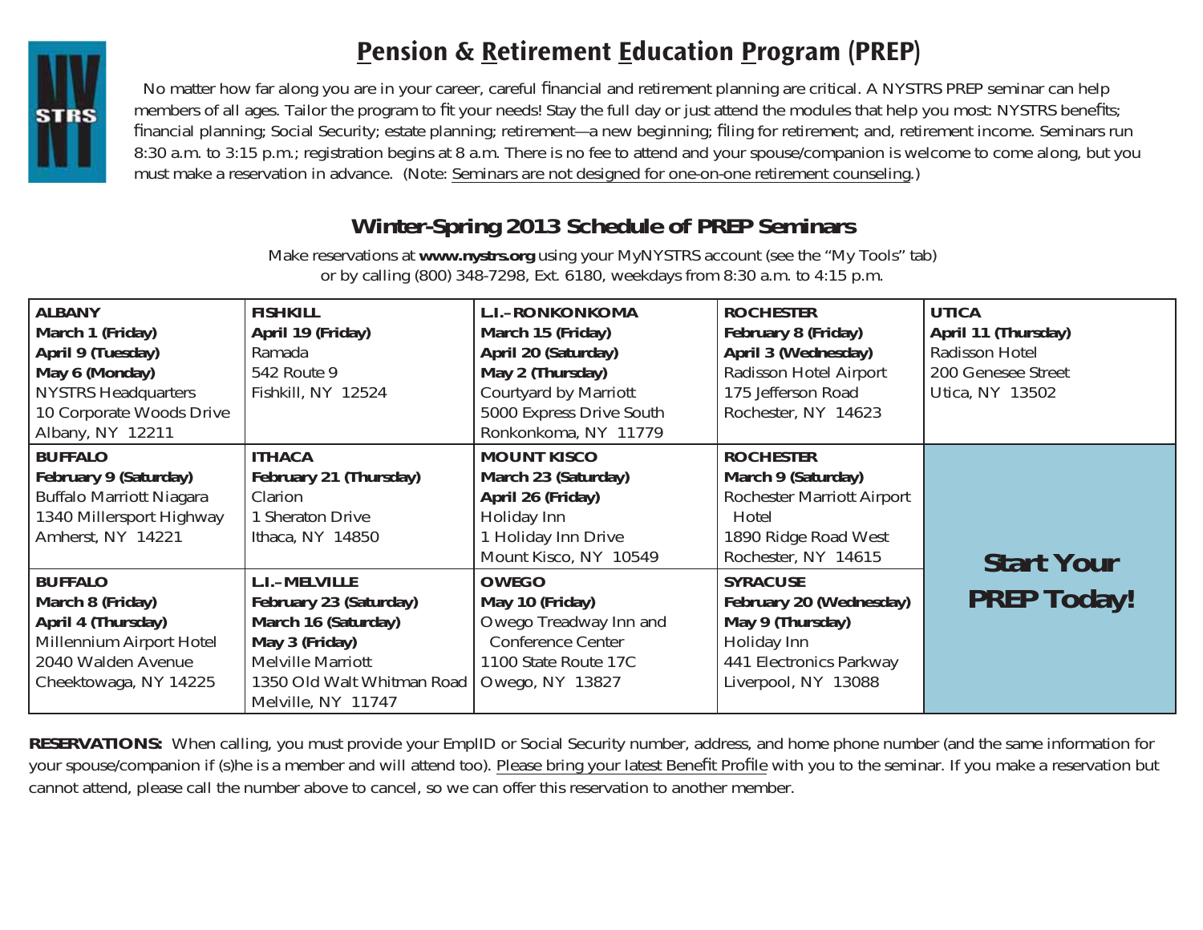# Pension & Retirement Education Program (PREP)

No matter how far along you are in your career, careful financial and retirement planning are critical. A NYSTRS PREP seminar can help members of all ages. Tailor the program to fit your needs! Stay the full day or just attend the modules that help you most: NYSTRS benefits; financial planning; Social Security; estate planning; retirement—a new beginning; filing for retirement; and, retirement income. Seminars run 8:30 a.m. to 3:15 p.m.; registration begins at 8 a.m. There is no fee to attend and your spouse/companion is welcome to come along, but you must make a reservation in advance. (Note: Seminars are not designed for one-on-one retirement counseling.)

## Winter-Spring 2013 Schedule of PREP Seminars

Make reservations at **www.nystrs.org** using your MyNYSTRS account (see the "My Tools" tab) or by calling (800) 348-7298, Ext. 6180, weekdays from 8:30 a.m. to 4:15 p.m.

| | | | | |
|---|---|---|---|---|
| **ALBANY**<br>**March 1 (Friday)**<br>**April 9 (Tuesday)**<br>**May 6 (Monday)**<br>NYSTRS Headquarters<br>10 Corporate Woods Drive<br>Albany, NY 12211 | **FISHKILL**<br>**April 19 (Friday)**<br>Ramada<br>542 Route 9<br>Fishkill, NY 12524 | **L.I.–RONKONKOMA**<br>**March 15 (Friday)**<br>**April 20 (Saturday)**<br>**May 2 (Thursday)**<br>Courtyard by Marriott<br>5000 Express Drive South<br>Ronkonkoma, NY 11779 | **ROCHESTER**<br>**February 8 (Friday)**<br>**April 3 (Wednesday)**<br>Radisson Hotel Airport<br>175 Jefferson Road<br>Rochester, NY 14623 | **UTICA**<br>**April 11 (Thursday)**<br>Radisson Hotel<br>200 Genesee Street<br>Utica, NY 13502 |
| **BUFFALO**<br>**February 9 (Saturday)**<br>Buffalo Marriott Niagara<br>1340 Millersport Highway<br>Amherst, NY 14221 | **ITHACA**<br>**February 21 (Thursday)**<br>Clarion<br>1 Sheraton Drive<br>Ithaca, NY 14850 | **MOUNT KISCO**<br>**March 23 (Saturday)**<br>**April 26 (Friday)**<br>Holiday Inn<br>1 Holiday Inn Drive<br>Mount Kisco, NY 10549 | **ROCHESTER**<br>**March 9 (Saturday)**<br>Rochester Marriott Airport Hotel<br>1890 Ridge Road West<br>Rochester, NY 14615 | **Start Your PREP Today!** |
| **BUFFALO**<br>**March 8 (Friday)**<br>**April 4 (Thursday)**<br>Millennium Airport Hotel<br>2040 Walden Avenue<br>Cheektowaga, NY 14225 | **L.I.–MELVILLE**<br>**February 23 (Saturday)**<br>**March 16 (Saturday)**<br>**May 3 (Friday)**<br>Melville Marriott<br>1350 Old Walt Whitman Road<br>Melville, NY 11747 | **OWEGO**<br>**May 10 (Friday)**<br>Owego Treadway Inn and Conference Center<br>1100 State Route 17C<br>Owego, NY 13827 | **SYRACUSE**<br>**February 20 (Wednesday)**<br>**May 9 (Thursday)**<br>Holiday Inn<br>441 Electronics Parkway<br>Liverpool, NY 13088 | |

**RESERVATIONS:** When calling, you must provide your EmplID or Social Security number, address, and home phone number (and the same information for your spouse/companion if (s)he is a member and will attend too). Please bring your latest Benefit Profile with you to the seminar. If you make a reservation but cannot attend, please call the number above to cancel, so we can offer this reservation to another member.